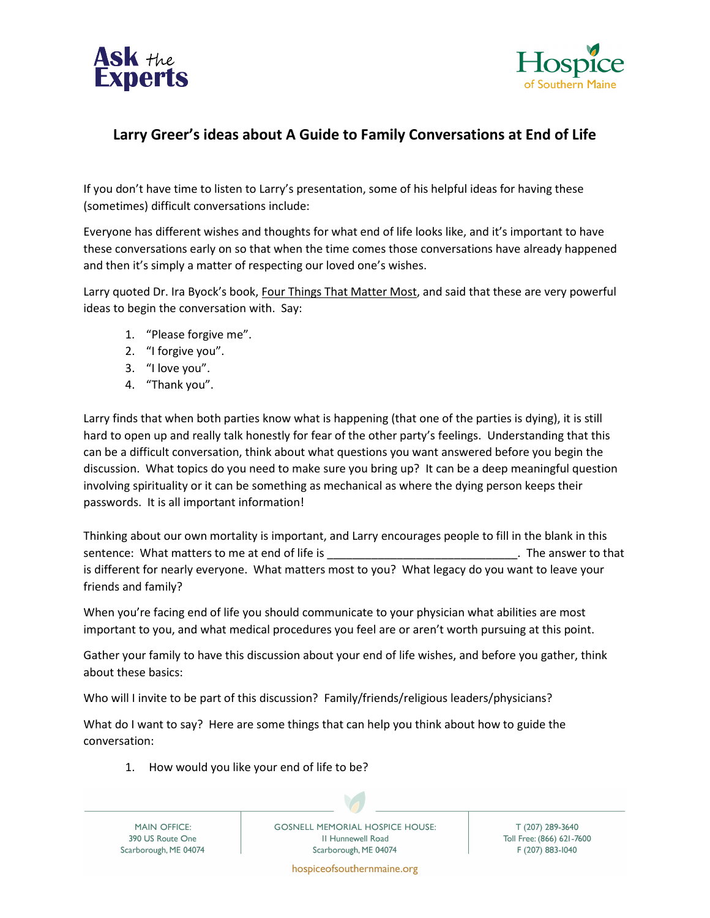Ask the Experts

Hospice of Southern Maine

## Larry Greer's ideas about A Guide to Family Conversations at End of Life

If you don't have time to listen to Larry's presentation, some of his helpful ideas for having these (sometimes) difficult conversations include:

Everyone has different wishes and thoughts for what end of life looks like, and it's important to have these conversations early on so that when the time comes those conversations have already happened and then it's simply a matter of respecting our loved one's wishes.

Larry quoted Dr. Ira Byock's book, Four Things That Matter Most, and said that these are very powerful ideas to begin the conversation with. Say:

1. "Please forgive me".
2. "I forgive you".
3. "I love you".
4. "Thank you".

Larry finds that when both parties know what is happening (that one of the parties is dying), it is still hard to open up and really talk honestly for fear of the other party's feelings. Understanding that this can be a difficult conversation, think about what questions you want answered before you begin the discussion. What topics do you need to make sure you bring up? It can be a deep meaningful question involving spirituality or it can be something as mechanical as where the dying person keeps their passwords. It is all important information!

Thinking about our own mortality is important, and Larry encourages people to fill in the blank in this sentence: What matters to me at end of life is ______________________________. The answer to that is different for nearly everyone. What matters most to you? What legacy do you want to leave your friends and family?

When you're facing end of life you should communicate to your physician what abilities are most important to you, and what medical procedures you feel are or aren't worth pursuing at this point.

Gather your family to have this discussion about your end of life wishes, and before you gather, think about these basics:

Who will I invite to be part of this discussion? Family/friends/religious leaders/physicians?

What do I want to say? Here are some things that can help you think about how to guide the conversation:

1. How would you like your end of life to be?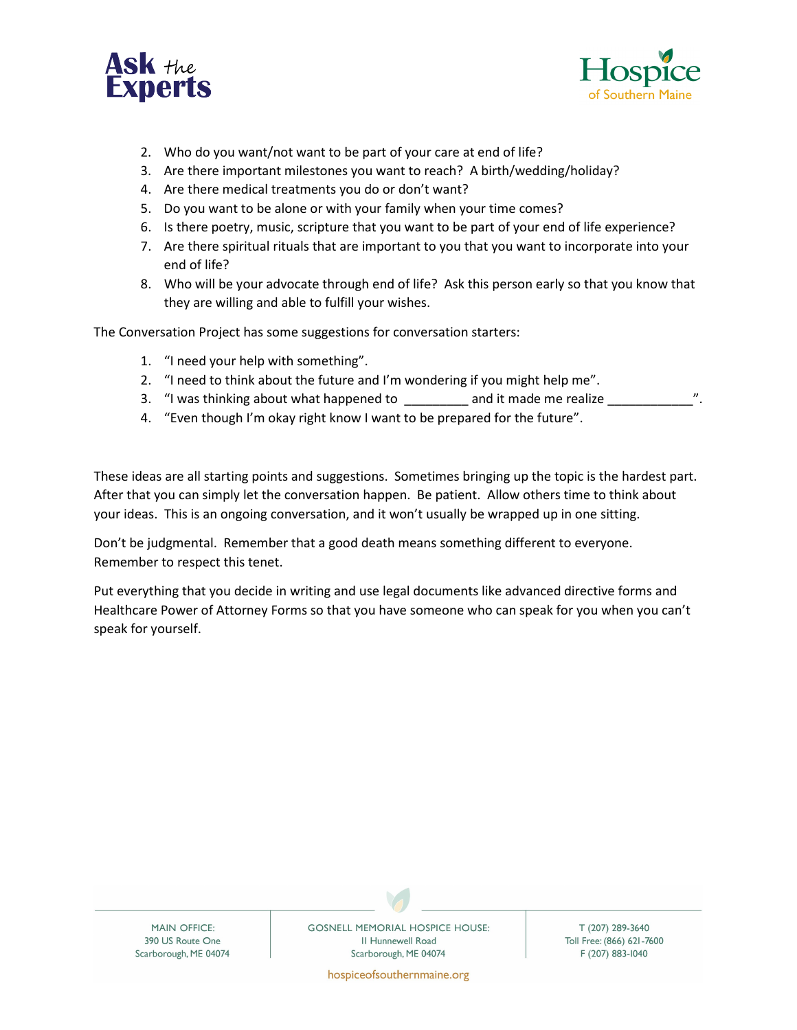2. Who do you want/not want to be part of your care at end of life?
3. Are there important milestones you want to reach? A birth/wedding/holiday?
4. Are there medical treatments you do or don't want?
5. Do you want to be alone or with your family when your time comes?
6. Is there poetry, music, scripture that you want to be part of your end of life experience?
7. Are there spiritual rituals that are important to you that you want to incorporate into your end of life?
8. Who will be your advocate through end of life? Ask this person early so that you know that they are willing and able to fulfill your wishes.

The Conversation Project has some suggestions for conversation starters:

1. "I need your help with something".
2. "I need to think about the future and I'm wondering if you might help me".
3. "I was thinking about what happened to _________ and it made me realize ____________".
4. "Even though I'm okay right know I want to be prepared for the future".

These ideas are all starting points and suggestions. Sometimes bringing up the topic is the hardest part. After that you can simply let the conversation happen. Be patient. Allow others time to think about your ideas. This is an ongoing conversation, and it won't usually be wrapped up in one sitting.

Don't be judgmental. Remember that a good death means something different to everyone. Remember to respect this tenet.

Put everything that you decide in writing and use legal documents like advanced directive forms and Healthcare Power of Attorney Forms so that you have someone who can speak for you when you can't speak for yourself.